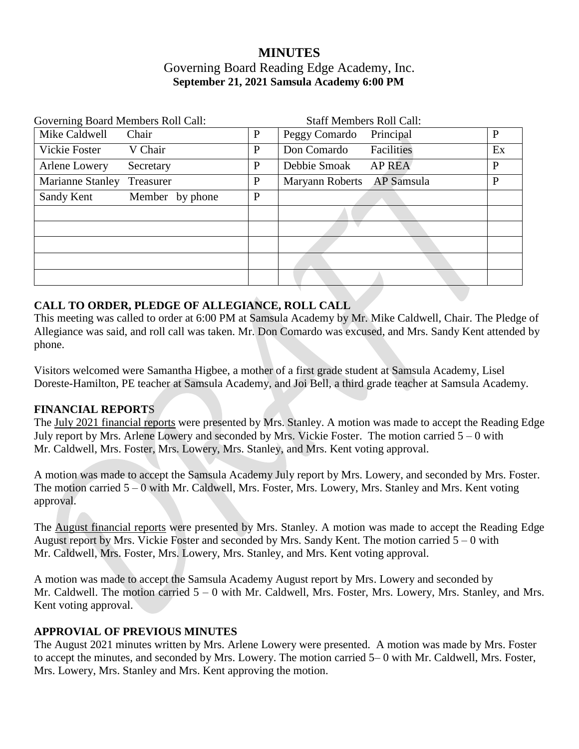# MINUTES

## Governing Board Reading Edge Academy, Inc.

**September 21, 2021 Samsula Academy 6:00 PM**

| Governing Board Members Roll Call: | | Staff Members Roll Call: | |
|---|---|---|---|
| Mike Caldwell Chair | P | Peggy Comardo Principal | P |
| Vickie Foster V Chair | P | Don Comardo Facilities | Ex |
| Arlene Lowery Secretary | P | Debbie Smoak AP REA | P |
| Marianne Stanley Treasurer | P | Maryann Roberts AP Samsula | P |
| Sandy Kent Member by phone | P | | |
| | | | |
| | | | |
| | | | |
| | | | |
| | | | |

### CALL TO ORDER, PLEDGE OF ALLEGIANCE, ROLL CALL

This meeting was called to order at 6:00 PM at Samsula Academy by Mr. Mike Caldwell, Chair. The Pledge of Allegiance was said, and roll call was taken. Mr. Don Comardo was excused, and Mrs. Sandy Kent attended by phone.

Visitors welcomed were Samantha Higbee, a mother of a first grade student at Samsula Academy, Lisel Doreste-Hamilton, PE teacher at Samsula Academy, and Joi Bell, a third grade teacher at Samsula Academy.

### FINANCIAL REPORTS

The July 2021 financial reports were presented by Mrs. Stanley. A motion was made to accept the Reading Edge July report by Mrs. Arlene Lowery and seconded by Mrs. Vickie Foster. The motion carried 5 – 0 with Mr. Caldwell, Mrs. Foster, Mrs. Lowery, Mrs. Stanley, and Mrs. Kent voting approval.

A motion was made to accept the Samsula Academy July report by Mrs. Lowery, and seconded by Mrs. Foster. The motion carried 5 – 0 with Mr. Caldwell, Mrs. Foster, Mrs. Lowery, Mrs. Stanley and Mrs. Kent voting approval.

The August financial reports were presented by Mrs. Stanley. A motion was made to accept the Reading Edge August report by Mrs. Vickie Foster and seconded by Mrs. Sandy Kent. The motion carried 5 – 0 with Mr. Caldwell, Mrs. Foster, Mrs. Lowery, Mrs. Stanley, and Mrs. Kent voting approval.

A motion was made to accept the Samsula Academy August report by Mrs. Lowery and seconded by Mr. Caldwell. The motion carried 5 – 0 with Mr. Caldwell, Mrs. Foster, Mrs. Lowery, Mrs. Stanley, and Mrs. Kent voting approval.

### APPROVIAL OF PREVIOUS MINUTES

The August 2021 minutes written by Mrs. Arlene Lowery were presented. A motion was made by Mrs. Foster to accept the minutes, and seconded by Mrs. Lowery. The motion carried 5– 0 with Mr. Caldwell, Mrs. Foster, Mrs. Lowery, Mrs. Stanley and Mrs. Kent approving the motion.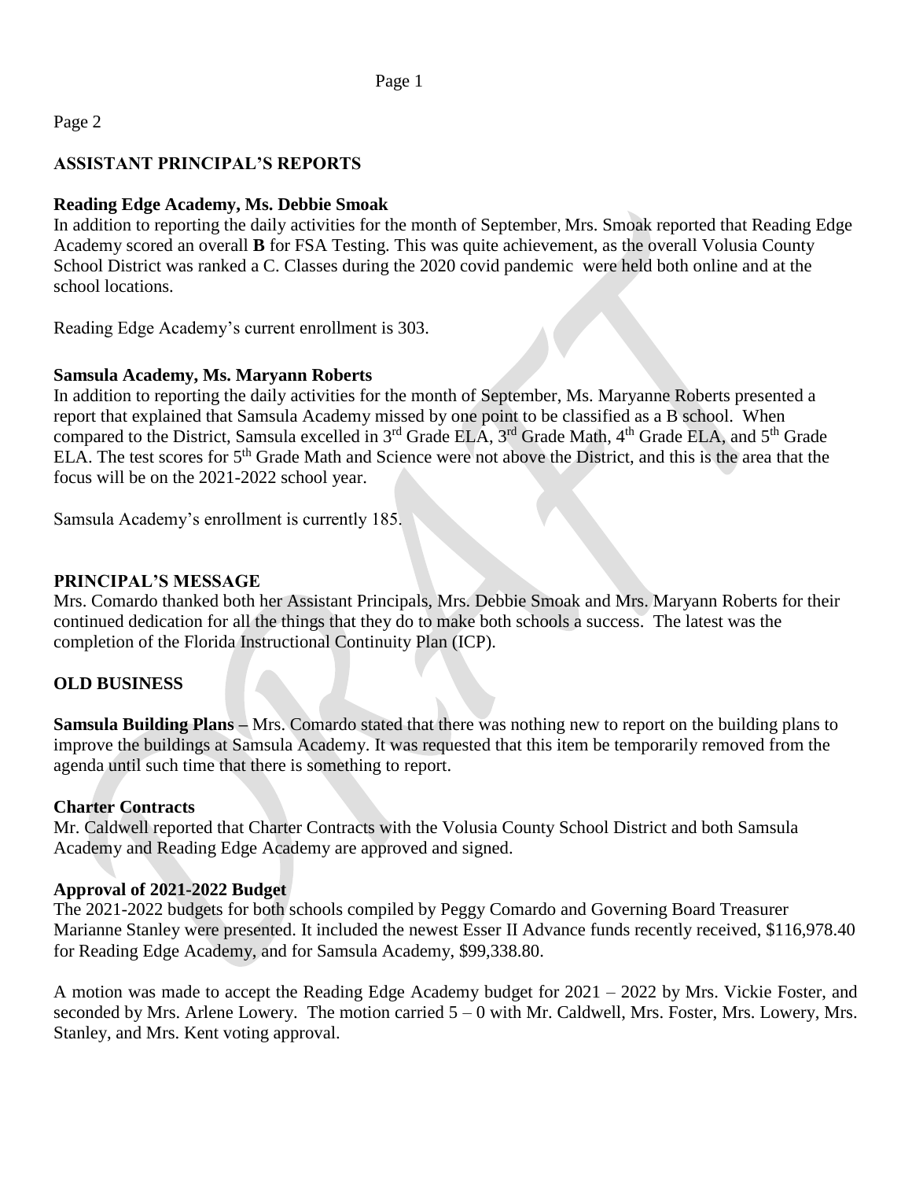## ASSISTANT PRINCIPAL'S REPORTS

**Reading Edge Academy, Ms. Debbie Smoak**

In addition to reporting the daily activities for the month of September, Mrs. Smoak reported that Reading Edge Academy scored an overall **B** for FSA Testing. This was quite achievement, as the overall Volusia County School District was ranked a C. Classes during the 2020 covid pandemic were held both online and at the school locations.

Reading Edge Academy's current enrollment is 303.

**Samsula Academy, Ms. Maryann Roberts**

In addition to reporting the daily activities for the month of September, Ms. Maryanne Roberts presented a report that explained that Samsula Academy missed by one point to be classified as a B school. When compared to the District, Samsula excelled in 3rd Grade ELA, 3rd Grade Math, 4th Grade ELA, and 5th Grade ELA. The test scores for 5th Grade Math and Science were not above the District, and this is the area that the focus will be on the 2021-2022 school year.

Samsula Academy's enrollment is currently 185.

## PRINCIPAL'S MESSAGE

Mrs. Comardo thanked both her Assistant Principals, Mrs. Debbie Smoak and Mrs. Maryann Roberts for their continued dedication for all the things that they do to make both schools a success. The latest was the completion of the Florida Instructional Continuity Plan (ICP).

## OLD BUSINESS

**Samsula Building Plans –** Mrs. Comardo stated that there was nothing new to report on the building plans to improve the buildings at Samsula Academy. It was requested that this item be temporarily removed from the agenda until such time that there is something to report.

**Charter Contracts**

Mr. Caldwell reported that Charter Contracts with the Volusia County School District and both Samsula Academy and Reading Edge Academy are approved and signed.

**Approval of 2021-2022 Budget**

The 2021-2022 budgets for both schools compiled by Peggy Comardo and Governing Board Treasurer Marianne Stanley were presented. It included the newest Esser II Advance funds recently received, $116,978.40 for Reading Edge Academy, and for Samsula Academy, $99,338.80.

A motion was made to accept the Reading Edge Academy budget for 2021 – 2022 by Mrs. Vickie Foster, and seconded by Mrs. Arlene Lowery. The motion carried 5 – 0 with Mr. Caldwell, Mrs. Foster, Mrs. Lowery, Mrs. Stanley, and Mrs. Kent voting approval.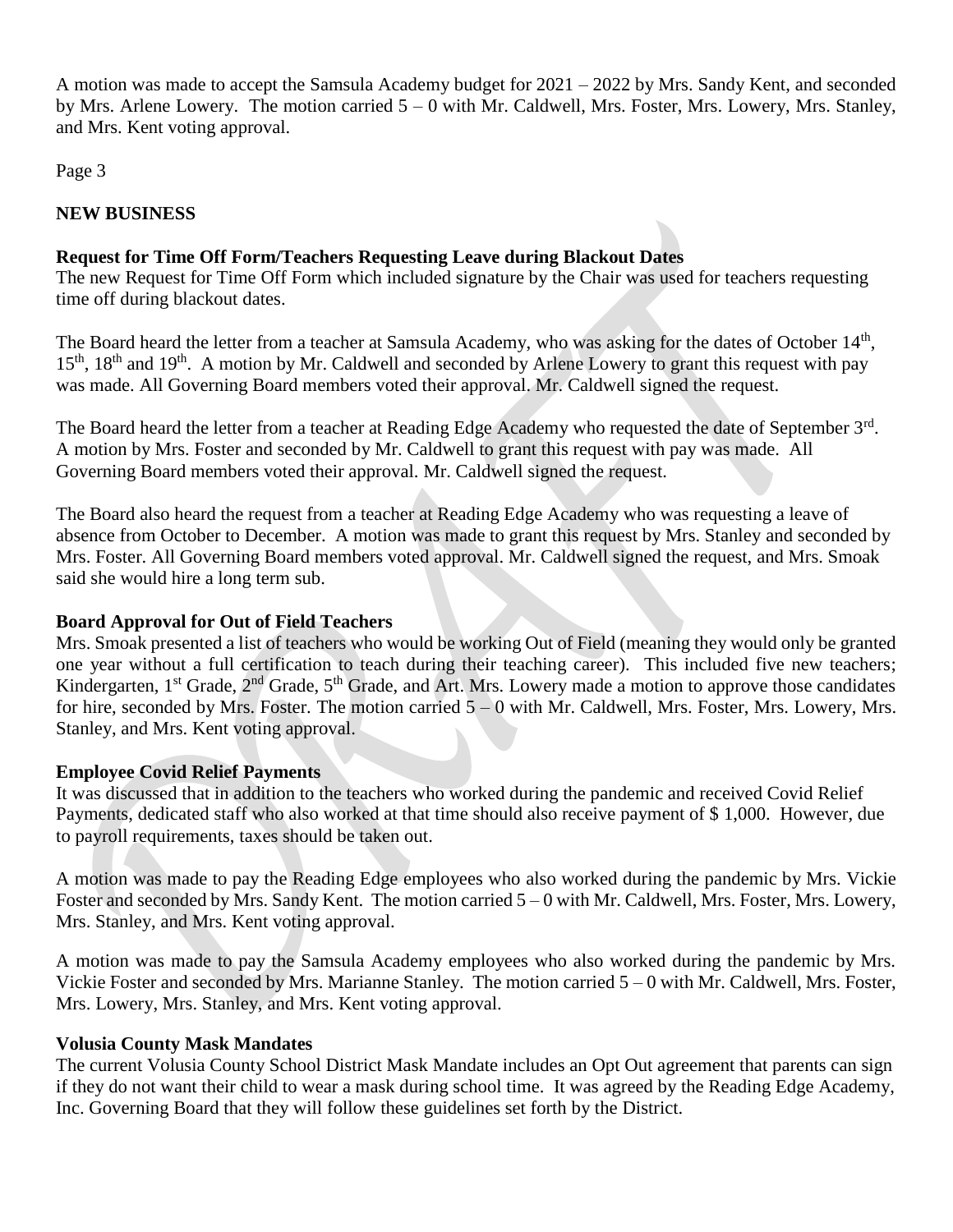A motion was made to accept the Samsula Academy budget for 2021 – 2022 by Mrs. Sandy Kent, and seconded by Mrs. Arlene Lowery. The motion carried 5 – 0 with Mr. Caldwell, Mrs. Foster, Mrs. Lowery, Mrs. Stanley, and Mrs. Kent voting approval.

## NEW BUSINESS

**Request for Time Off Form/Teachers Requesting Leave during Blackout Dates**

The new Request for Time Off Form which included signature by the Chair was used for teachers requesting time off during blackout dates.

The Board heard the letter from a teacher at Samsula Academy, who was asking for the dates of October 14th, 15th, 18th and 19th. A motion by Mr. Caldwell and seconded by Arlene Lowery to grant this request with pay was made. All Governing Board members voted their approval. Mr. Caldwell signed the request.

The Board heard the letter from a teacher at Reading Edge Academy who requested the date of September 3rd. A motion by Mrs. Foster and seconded by Mr. Caldwell to grant this request with pay was made. All Governing Board members voted their approval. Mr. Caldwell signed the request.

The Board also heard the request from a teacher at Reading Edge Academy who was requesting a leave of absence from October to December. A motion was made to grant this request by Mrs. Stanley and seconded by Mrs. Foster. All Governing Board members voted approval. Mr. Caldwell signed the request, and Mrs. Smoak said she would hire a long term sub.

**Board Approval for Out of Field Teachers**

Mrs. Smoak presented a list of teachers who would be working Out of Field (meaning they would only be granted one year without a full certification to teach during their teaching career). This included five new teachers; Kindergarten, 1st Grade, 2nd Grade, 5th Grade, and Art. Mrs. Lowery made a motion to approve those candidates for hire, seconded by Mrs. Foster. The motion carried 5 – 0 with Mr. Caldwell, Mrs. Foster, Mrs. Lowery, Mrs. Stanley, and Mrs. Kent voting approval.

**Employee Covid Relief Payments**

It was discussed that in addition to the teachers who worked during the pandemic and received Covid Relief Payments, dedicated staff who also worked at that time should also receive payment of $ 1,000. However, due to payroll requirements, taxes should be taken out.

A motion was made to pay the Reading Edge employees who also worked during the pandemic by Mrs. Vickie Foster and seconded by Mrs. Sandy Kent. The motion carried 5 – 0 with Mr. Caldwell, Mrs. Foster, Mrs. Lowery, Mrs. Stanley, and Mrs. Kent voting approval.

A motion was made to pay the Samsula Academy employees who also worked during the pandemic by Mrs. Vickie Foster and seconded by Mrs. Marianne Stanley. The motion carried 5 – 0 with Mr. Caldwell, Mrs. Foster, Mrs. Lowery, Mrs. Stanley, and Mrs. Kent voting approval.

**Volusia County Mask Mandates**

The current Volusia County School District Mask Mandate includes an Opt Out agreement that parents can sign if they do not want their child to wear a mask during school time. It was agreed by the Reading Edge Academy, Inc. Governing Board that they will follow these guidelines set forth by the District.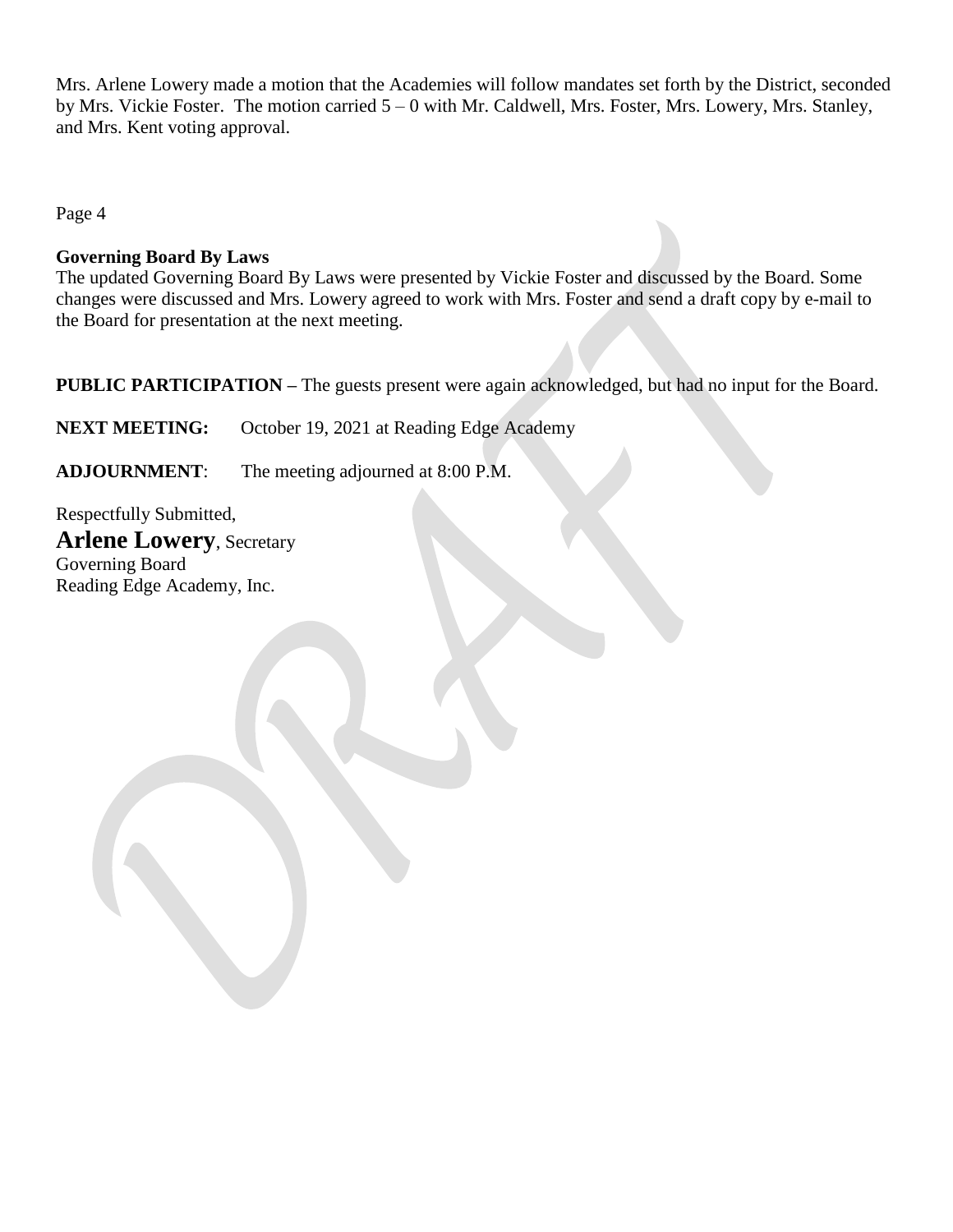Mrs. Arlene Lowery made a motion that the Academies will follow mandates set forth by the District, seconded by Mrs. Vickie Foster. The motion carried 5 – 0 with Mr. Caldwell, Mrs. Foster, Mrs. Lowery, Mrs. Stanley, and Mrs. Kent voting approval.

**Governing Board By Laws**
The updated Governing Board By Laws were presented by Vickie Foster and discussed by the Board. Some changes were discussed and Mrs. Lowery agreed to work with Mrs. Foster and send a draft copy by e-mail to the Board for presentation at the next meeting.

**PUBLIC PARTICIPATION –** The guests present were again acknowledged, but had no input for the Board.

**NEXT MEETING:** October 19, 2021 at Reading Edge Academy

**ADJOURNMENT**: The meeting adjourned at 8:00 P.M.

Respectfully Submitted,
**Arlene Lowery**, Secretary
Governing Board
Reading Edge Academy, Inc.